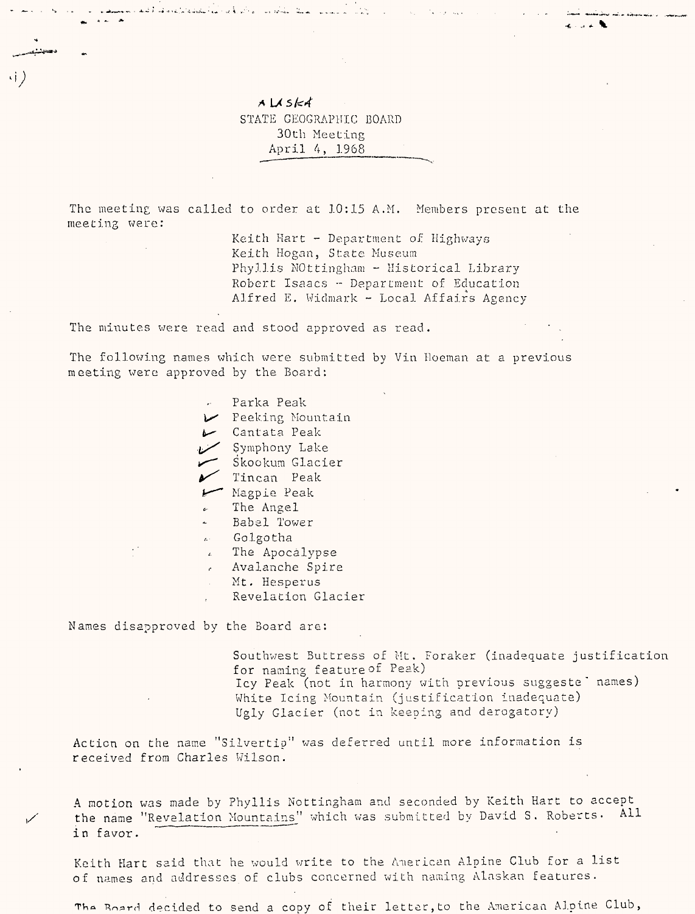ALASKA
STATE GEOGRAPHIC BOARD
30th Meeting
April 4, 1968

The meeting was called to order at 10:15 A.M. Members present at the meeting were:

- Keith Hart - Department of Highways
- Keith Hogan, State Museum
- Phyllis NOttingham - Historical Library
- Robert Isaacs - Department of Education
- Alfred E. Widmark - Local Affairs Agency

The minutes were read and stood approved as read.

The following names which were submitted by Vin Hoeman at a previous meeting were approved by the Board:

- Parka Peak
- Peeking Mountain
- Cantata Peak
- Symphony Lake
- Skookum Glacier
- Tincan Peak
- Magpie Peak
- The Angel
- Babel Tower
- Golgotha
- The Apocalypse
- Avalanche Spire
- Mt. Hesperus
- Revelation Glacier

Names disapproved by the Board are:

- Southwest Buttress of Mt. Foraker (inadequate justification for naming feature of Peak)
- Icy Peak (not in harmony with previous suggeste names)
- White Icing Mountain (justification inadequate)
- Ugly Glacier (not in keeping and derogatory)

Action on the name "Silvertip" was deferred until more information is received from Charles Wilson.

A motion was made by Phyllis Nottingham and seconded by Keith Hart to accept the name "Revelation Mountains" which was submitted by David S. Roberts. All in favor.

Keith Hart said that he would write to the American Alpine Club for a list of names and addresses of clubs concerned with naming Alaskan features.

The Board decided to send a copy of their letter, to the American Alpine Club,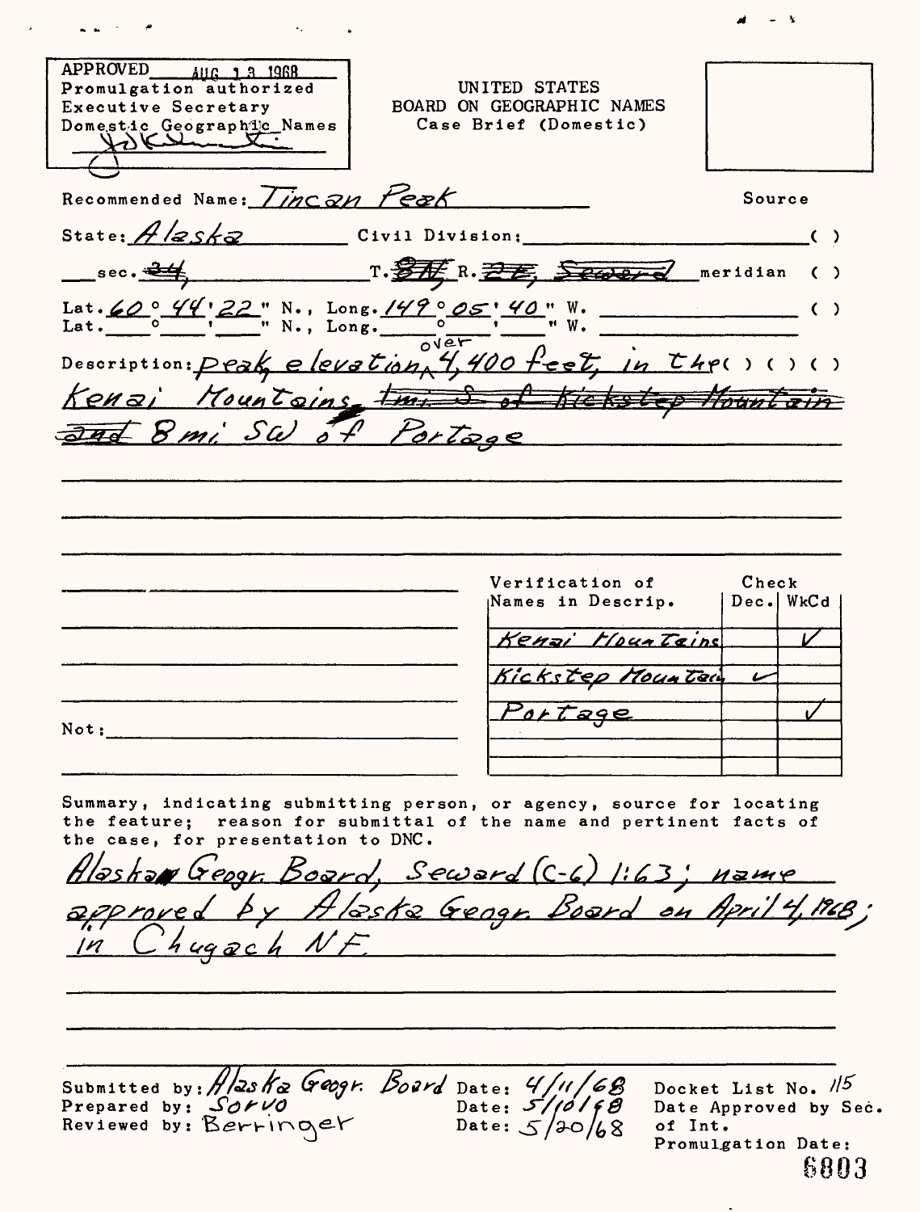APPROVED AUG 13 1968
Promulgation authorized
Executive Secretary
Domestic Geographic Names

UNITED STATES
BOARD ON GEOGRAPHIC NAMES
Case Brief (Domestic)

Recommended Name: Tincan Peak

Source

State: Alaska Civil Division: ( )

sec. ~~34~~, T. ~~8N~~, R. ~~2E~~, ~~Seward~~ meridian ( )

Lat. 60° 44' 22" N., Long. 149° 05' 40" W. ( )
Lat. ° ' " N., Long. ° ' " W.

Description: peak elevation over 4,400 feet, in the ( ) ( ) ( )
Kenai Mountains, ~~1mi S of Kickstep Mountain~~
~~and~~ 8 mi SW of Portage

| Verification of Names in Descrip. | Check Dec. | WkCd |
|---|---|---|
| Kenai Mountains | | ✓ |
| Kickstep Mountain | ✓ | |
| Portage | | ✓ |

Not:

Summary, indicating submitting person, or agency, source for locating the feature; reason for submittal of the name and pertinent facts of the case, for presentation to DNC.

Alaska Geogr. Board, Seward (C-6) 1:63; name approved by Alaska Geogr. Board on April 4, 1968; in Chugach NF.

Submitted by: Alaska Geogr. Board Date: 4/11/68
Prepared by: Sorvo Date: 5/10/68
Reviewed by: Berringer Date: 5/20/68

Docket List No. 115
Date Approved by Sec. of Int.
Promulgation Date:

6803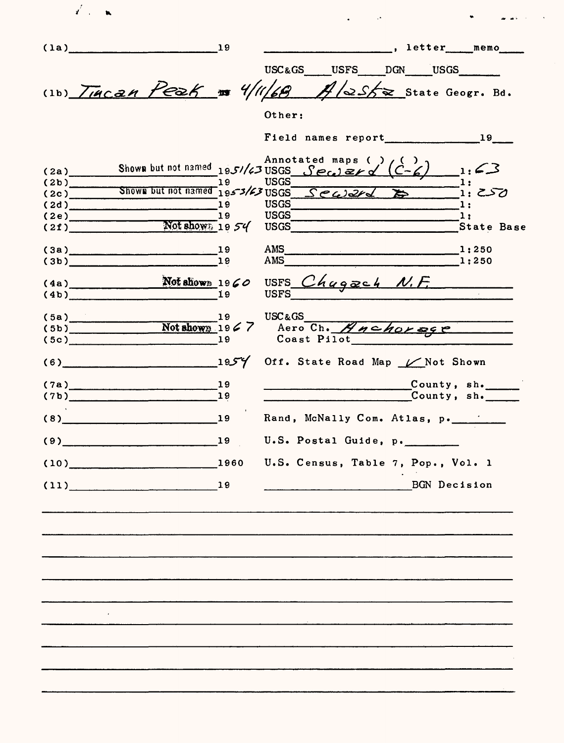(1a)\_\_\_\_\_\_\_\_\_\_\_\_\_\_\_\_19 \_\_\_\_\_\_\_\_\_\_\_\_\_\_\_\_, letter\_\_\_\_memo\_\_\_\_

USC&GS\_\_\_\_USFS\_\_\_\_DGN\_\_\_\_USGS\_\_\_\_

(1b) *Tiacan Peak* 19 *4/11/68* *Alaska* State Geogr. Bd.

Other:

Field names report\_\_\_\_\_\_\_\_\_\_\_\_\_\_\_\_19\_\_\_\_

| | | | | |
|---|---|---|---|---|
| (2a) | Shown but not named | 19*51/63* | Annotated maps ( ) ( ) USGS *Seward (C-6)* | 1: *63* |
| (2b) | | 19 | USGS | 1: |
| (2c) | Shown but not named | 19*53/63* | USGS *Seward B* | 1: *250* |
| (2d) | | 19 | USGS | 1: |
| (2e) | | 19 | USGS | 1: |
| (2f) | Not shown | 19 *54* | USGS | State Base |
| (3a) | | 19 | AMS | 1:250 |
| (3b) | | 19 | AMS | 1:250 |
| (4a) | Not shown | 19*60* | USFS *Chugach N.F.* | |
| (4b) | | 19 | USFS | |
| (5a) | | 19 | USC&GS | |
| (5b) | Not shown | 19*67* | Aero Ch. *Anchorage* | |
| (5c) | | 19 | Coast Pilot | |
| (6) | | 19*54* | Off. State Road Map ✓ Not Shown | |
| (7a) | | 19 | County, sh. | |
| (7b) | | 19 | County, sh. | |
| (8) | | 19 | Rand, McNally Com. Atlas, p. | |
| (9) | | 19 | U.S. Postal Guide, p. | |
| (10) | | 1960 | U.S. Census, Table 7, Pop., Vol. 1 | |
| (11) | | 19 | BGN Decision | |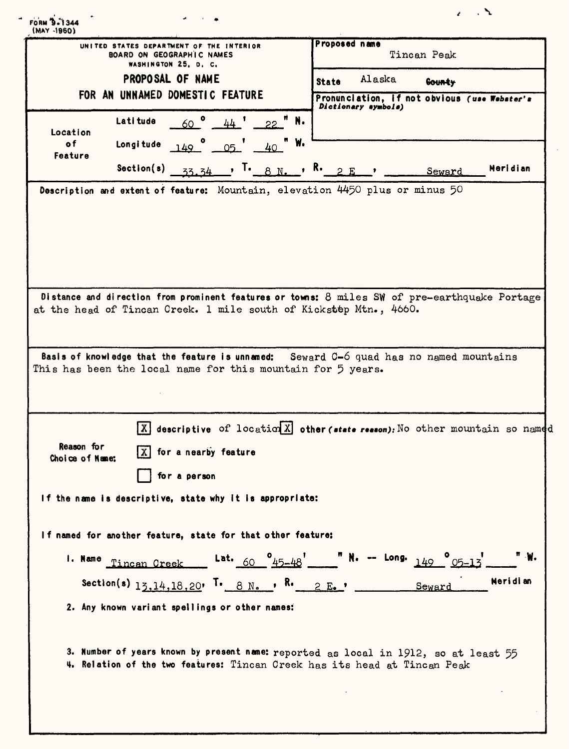FORM 9-1344
(MAY 1960)

UNITED STATES DEPARTMENT OF THE INTERIOR
BOARD ON GEOGRAPHIC NAMES
WASHINGTON 25, D. C.

## PROPOSAL OF NAME FOR AN UNNAMED DOMESTIC FEATURE

**Proposed name:** Tincan Peak

**State:** Alaska **County:**

**Pronunciation, if not obvious** *(use Webster's Dictionary symbols)*:

**Location of Feature**

Latitude 60° 44' 22" N.

Longitude 149° 05' 40" W.

Section(s) 33,34, T. 8 N., R. 2 E, Seward Meridian

**Description and extent of feature:** Mountain, elevation 4450 plus or minus 50

**Distance and direction from prominent features or towns:** 8 miles SW of pre-earthquake Portage at the head of Tincan Creek. 1 mile south of Kickstep Mtn., 4660.

**Basis of knowledge that the feature is unnamed:** Seward C-6 quad has no named mountains This has been the local name for this mountain for 5 years.

**Reason for Choice of Name:**

- [X] descriptive of location
- [X] other *(state reason)*: No other mountain so named
- [X] for a nearby feature
- [ ] for a person

**If the name is descriptive, state why it is appropriate:**

**If named for another feature, state for that other feature:**

1. Name Tincan Creek Lat. 60° 45-48' " N. -- Long. 149° 05-13' " W.

   Section(s) 13,14,18,20, T. 8 N., R. 2 E., Seward Meridian

2. Any known variant spellings or other names:

3. Number of years known by present name: reported as local in 1912, so at least 55

4. Relation of the two features: Tincan Creek has its head at Tincan Peak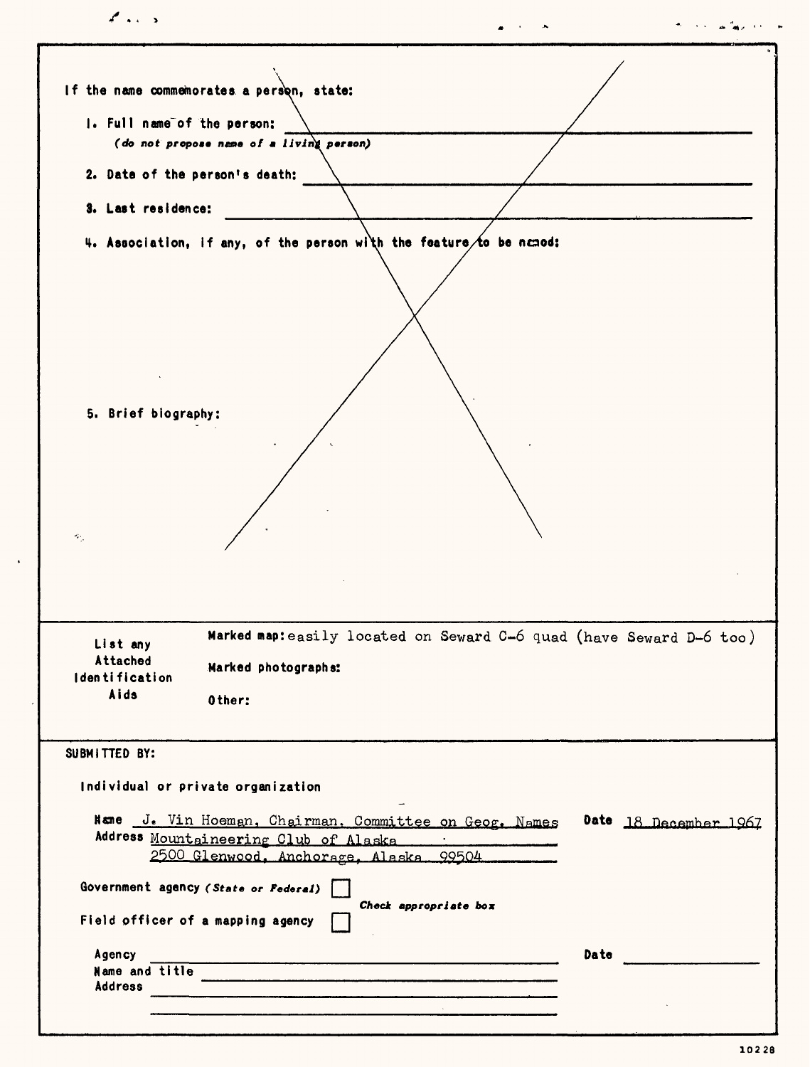If the name commemorates a person, state:

1. Full name of the person: ______________________
   *(do not propose name of a living person)*

2. Date of the person's death: ______________________

3. Last residence: ______________________

4. Association, if any, of the person with the feature to be named:

5. Brief biography:

| | |
|---|---|
| List any Attached Identification Aids | Marked map: easily located on Seward C-6 quad (have Seward D-6 too) |
| | Marked photographs: |
| | Other: |

SUBMITTED BY:

Individual or private organization

Name J. Vin Hoeman, Chairman, Committee on Geog. Names  Date 18 December 1967
Address Mountaineering Club of Alaska
2500 Glenwood, Anchorage, Alaska 99504

Government agency *(State or Federal)* ☐
*Check appropriate box*
Field officer of a mapping agency ☐

Agency ______________________ Date ______________
Name and title ______________________
Address ______________________